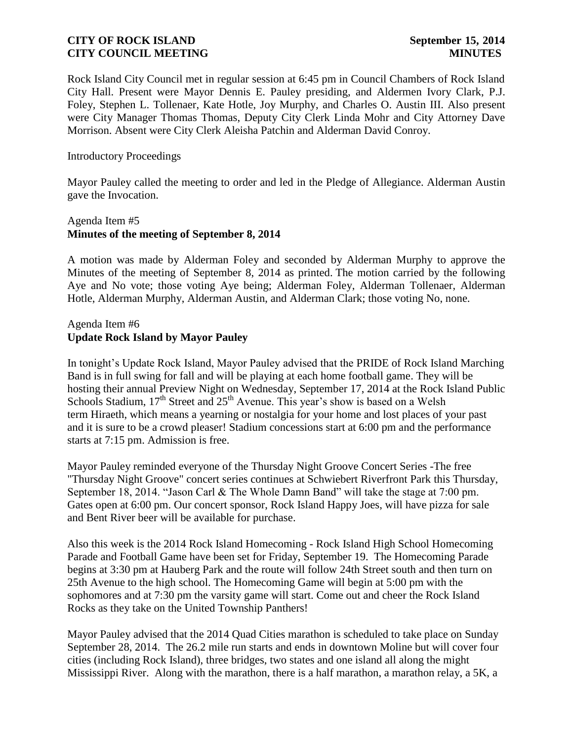**CITY OF ROCK ISLAND** **September 15, 2014**
**CITY COUNCIL MEETING** **MINUTES**

Rock Island City Council met in regular session at 6:45 pm in Council Chambers of Rock Island City Hall. Present were Mayor Dennis E. Pauley presiding, and Aldermen Ivory Clark, P.J. Foley, Stephen L. Tollenaer, Kate Hotle, Joy Murphy, and Charles O. Austin III. Also present were City Manager Thomas Thomas, Deputy City Clerk Linda Mohr and City Attorney Dave Morrison. Absent were City Clerk Aleisha Patchin and Alderman David Conroy.

Introductory Proceedings

Mayor Pauley called the meeting to order and led in the Pledge of Allegiance. Alderman Austin gave the Invocation.

Agenda Item #5
**Minutes of the meeting of September 8, 2014**

A motion was made by Alderman Foley and seconded by Alderman Murphy to approve the Minutes of the meeting of September 8, 2014 as printed. The motion carried by the following Aye and No vote; those voting Aye being; Alderman Foley, Alderman Tollenaer, Alderman Hotle, Alderman Murphy, Alderman Austin, and Alderman Clark; those voting No, none.

Agenda Item #6
**Update Rock Island by Mayor Pauley**

In tonight's Update Rock Island, Mayor Pauley advised that the PRIDE of Rock Island Marching Band is in full swing for fall and will be playing at each home football game. They will be hosting their annual Preview Night on Wednesday, September 17, 2014 at the Rock Island Public Schools Stadium, 17th Street and 25th Avenue. This year's show is based on a Welsh term Hiraeth, which means a yearning or nostalgia for your home and lost places of your past and it is sure to be a crowd pleaser! Stadium concessions start at 6:00 pm and the performance starts at 7:15 pm. Admission is free.

Mayor Pauley reminded everyone of the Thursday Night Groove Concert Series -The free "Thursday Night Groove" concert series continues at Schwiebert Riverfront Park this Thursday, September 18, 2014. "Jason Carl & The Whole Damn Band" will take the stage at 7:00 pm. Gates open at 6:00 pm. Our concert sponsor, Rock Island Happy Joes, will have pizza for sale and Bent River beer will be available for purchase.

Also this week is the 2014 Rock Island Homecoming - Rock Island High School Homecoming Parade and Football Game have been set for Friday, September 19. The Homecoming Parade begins at 3:30 pm at Hauberg Park and the route will follow 24th Street south and then turn on 25th Avenue to the high school. The Homecoming Game will begin at 5:00 pm with the sophomores and at 7:30 pm the varsity game will start. Come out and cheer the Rock Island Rocks as they take on the United Township Panthers!

Mayor Pauley advised that the 2014 Quad Cities marathon is scheduled to take place on Sunday September 28, 2014. The 26.2 mile run starts and ends in downtown Moline but will cover four cities (including Rock Island), three bridges, two states and one island all along the might Mississippi River. Along with the marathon, there is a half marathon, a marathon relay, a 5K, a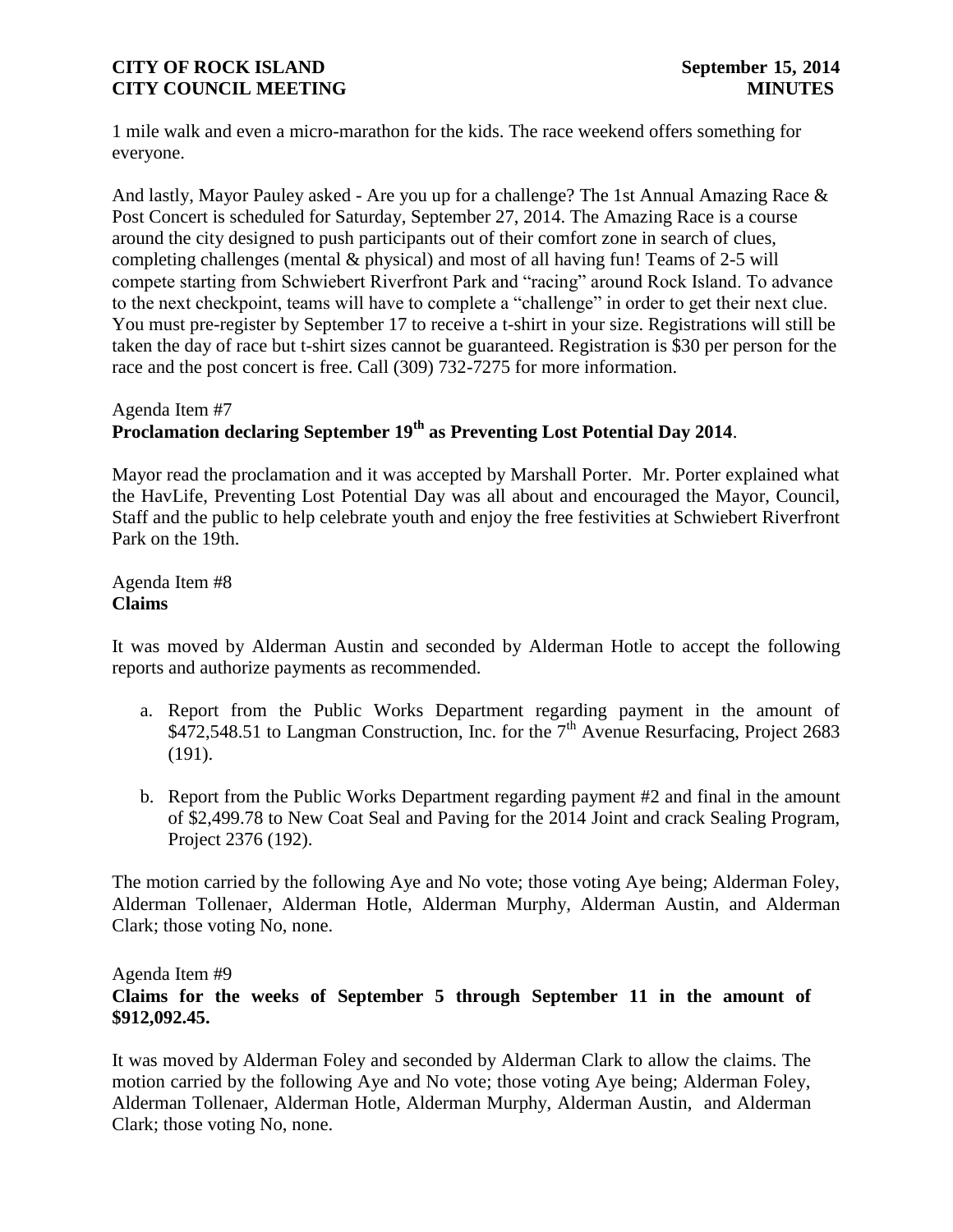1 mile walk and even a micro-marathon for the kids. The race weekend offers something for everyone.

And lastly, Mayor Pauley asked - Are you up for a challenge? The 1st Annual Amazing Race & Post Concert is scheduled for Saturday, September 27, 2014. The Amazing Race is a course around the city designed to push participants out of their comfort zone in search of clues, completing challenges (mental & physical) and most of all having fun! Teams of 2-5 will compete starting from Schwiebert Riverfront Park and "racing" around Rock Island. To advance to the next checkpoint, teams will have to complete a "challenge" in order to get their next clue. You must pre-register by September 17 to receive a t-shirt in your size. Registrations will still be taken the day of race but t-shirt sizes cannot be guaranteed. Registration is $30 per person for the race and the post concert is free. Call (309) 732-7275 for more information.

Agenda Item #7
**Proclamation declaring September 19th as Preventing Lost Potential Day 2014**.

Mayor read the proclamation and it was accepted by Marshall Porter. Mr. Porter explained what the HavLife, Preventing Lost Potential Day was all about and encouraged the Mayor, Council, Staff and the public to help celebrate youth and enjoy the free festivities at Schwiebert Riverfront Park on the 19th.

Agenda Item #8
**Claims**

It was moved by Alderman Austin and seconded by Alderman Hotle to accept the following reports and authorize payments as recommended.

a. Report from the Public Works Department regarding payment in the amount of $472,548.51 to Langman Construction, Inc. for the 7th Avenue Resurfacing, Project 2683 (191).

b. Report from the Public Works Department regarding payment #2 and final in the amount of $2,499.78 to New Coat Seal and Paving for the 2014 Joint and crack Sealing Program, Project 2376 (192).

The motion carried by the following Aye and No vote; those voting Aye being; Alderman Foley, Alderman Tollenaer, Alderman Hotle, Alderman Murphy, Alderman Austin, and Alderman Clark; those voting No, none.

Agenda Item #9
**Claims for the weeks of September 5 through September 11 in the amount of $912,092.45.**

It was moved by Alderman Foley and seconded by Alderman Clark to allow the claims. The motion carried by the following Aye and No vote; those voting Aye being; Alderman Foley, Alderman Tollenaer, Alderman Hotle, Alderman Murphy, Alderman Austin, and Alderman Clark; those voting No, none.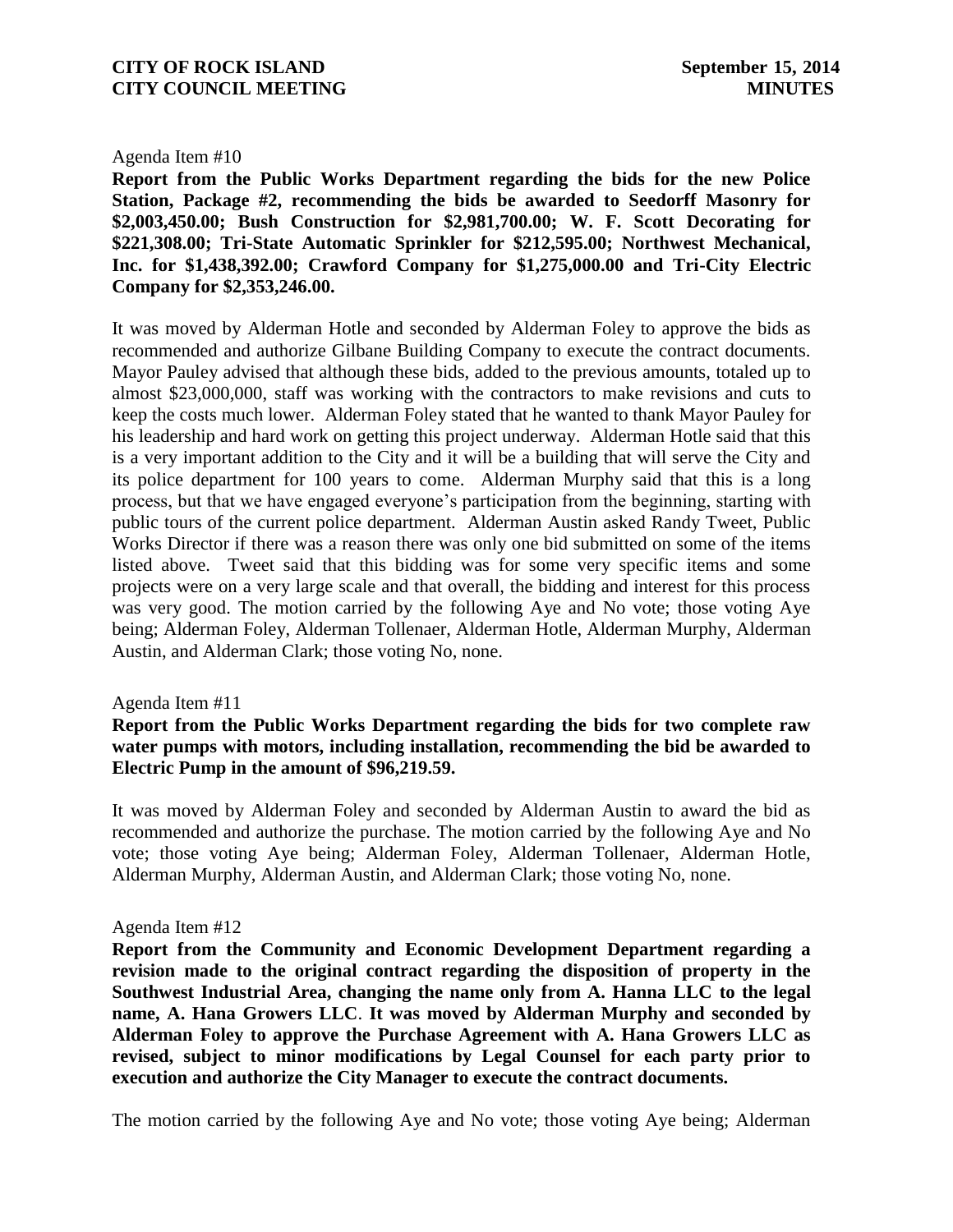Agenda Item #10

**Report from the Public Works Department regarding the bids for the new Police Station, Package #2, recommending the bids be awarded to Seedorff Masonry for $2,003,450.00; Bush Construction for $2,981,700.00; W. F. Scott Decorating for $221,308.00; Tri-State Automatic Sprinkler for $212,595.00; Northwest Mechanical, Inc. for $1,438,392.00; Crawford Company for $1,275,000.00 and Tri-City Electric Company for $2,353,246.00.**

It was moved by Alderman Hotle and seconded by Alderman Foley to approve the bids as recommended and authorize Gilbane Building Company to execute the contract documents. Mayor Pauley advised that although these bids, added to the previous amounts, totaled up to almost $23,000,000, staff was working with the contractors to make revisions and cuts to keep the costs much lower. Alderman Foley stated that he wanted to thank Mayor Pauley for his leadership and hard work on getting this project underway. Alderman Hotle said that this is a very important addition to the City and it will be a building that will serve the City and its police department for 100 years to come. Alderman Murphy said that this is a long process, but that we have engaged everyone's participation from the beginning, starting with public tours of the current police department. Alderman Austin asked Randy Tweet, Public Works Director if there was a reason there was only one bid submitted on some of the items listed above. Tweet said that this bidding was for some very specific items and some projects were on a very large scale and that overall, the bidding and interest for this process was very good. The motion carried by the following Aye and No vote; those voting Aye being; Alderman Foley, Alderman Tollenaer, Alderman Hotle, Alderman Murphy, Alderman Austin, and Alderman Clark; those voting No, none.

Agenda Item #11

**Report from the Public Works Department regarding the bids for two complete raw water pumps with motors, including installation, recommending the bid be awarded to Electric Pump in the amount of $96,219.59.**

It was moved by Alderman Foley and seconded by Alderman Austin to award the bid as recommended and authorize the purchase. The motion carried by the following Aye and No vote; those voting Aye being; Alderman Foley, Alderman Tollenaer, Alderman Hotle, Alderman Murphy, Alderman Austin, and Alderman Clark; those voting No, none.

Agenda Item #12

**Report from the Community and Economic Development Department regarding a revision made to the original contract regarding the disposition of property in the Southwest Industrial Area, changing the name only from A. Hanna LLC to the legal name, A. Hana Growers LLC. It was moved by Alderman Murphy and seconded by Alderman Foley to approve the Purchase Agreement with A. Hana Growers LLC as revised, subject to minor modifications by Legal Counsel for each party prior to execution and authorize the City Manager to execute the contract documents.**

The motion carried by the following Aye and No vote; those voting Aye being; Alderman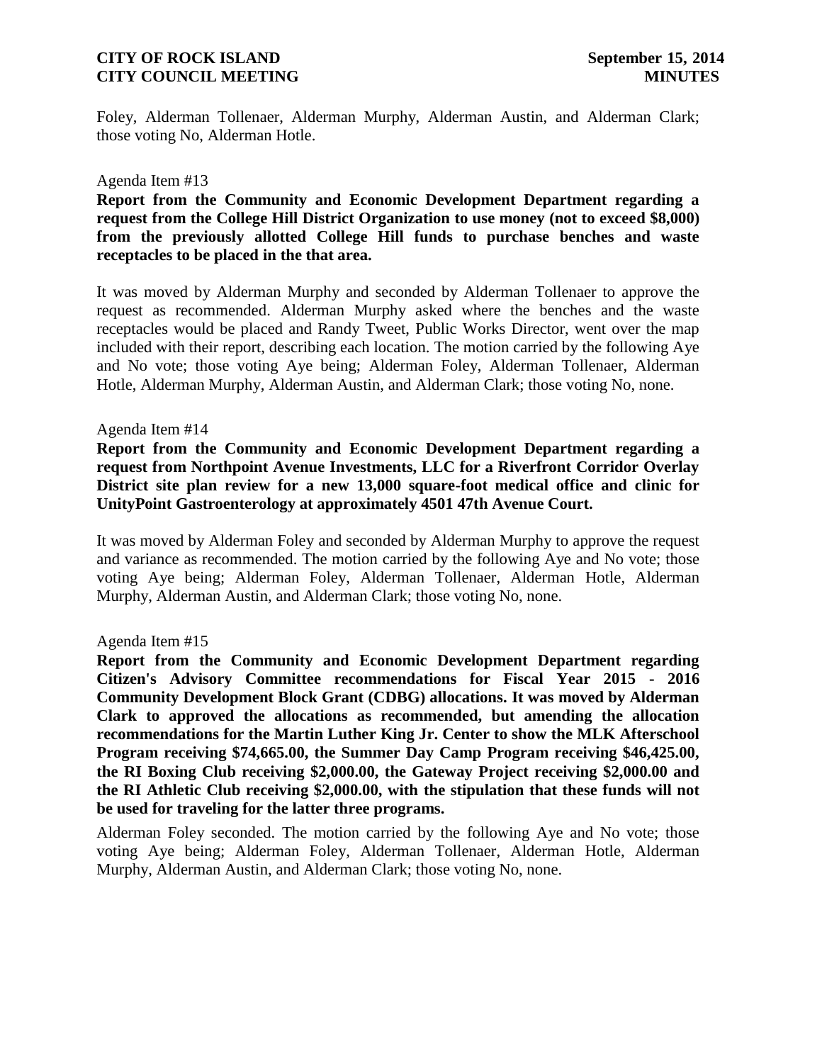Foley, Alderman Tollenaer, Alderman Murphy, Alderman Austin, and Alderman Clark; those voting No, Alderman Hotle.

Agenda Item #13

**Report from the Community and Economic Development Department regarding a request from the College Hill District Organization to use money (not to exceed $8,000) from the previously allotted College Hill funds to purchase benches and waste receptacles to be placed in the that area.**

It was moved by Alderman Murphy and seconded by Alderman Tollenaer to approve the request as recommended. Alderman Murphy asked where the benches and the waste receptacles would be placed and Randy Tweet, Public Works Director, went over the map included with their report, describing each location. The motion carried by the following Aye and No vote; those voting Aye being; Alderman Foley, Alderman Tollenaer, Alderman Hotle, Alderman Murphy, Alderman Austin, and Alderman Clark; those voting No, none.

Agenda Item #14

**Report from the Community and Economic Development Department regarding a request from Northpoint Avenue Investments, LLC for a Riverfront Corridor Overlay District site plan review for a new 13,000 square-foot medical office and clinic for UnityPoint Gastroenterology at approximately 4501 47th Avenue Court.**

It was moved by Alderman Foley and seconded by Alderman Murphy to approve the request and variance as recommended. The motion carried by the following Aye and No vote; those voting Aye being; Alderman Foley, Alderman Tollenaer, Alderman Hotle, Alderman Murphy, Alderman Austin, and Alderman Clark; those voting No, none.

Agenda Item #15

**Report from the Community and Economic Development Department regarding Citizen's Advisory Committee recommendations for Fiscal Year 2015 - 2016 Community Development Block Grant (CDBG) allocations. It was moved by Alderman Clark to approved the allocations as recommended, but amending the allocation recommendations for the Martin Luther King Jr. Center to show the MLK Afterschool Program receiving $74,665.00, the Summer Day Camp Program receiving $46,425.00, the RI Boxing Club receiving $2,000.00, the Gateway Project receiving $2,000.00 and the RI Athletic Club receiving $2,000.00, with the stipulation that these funds will not be used for traveling for the latter three programs.**

Alderman Foley seconded. The motion carried by the following Aye and No vote; those voting Aye being; Alderman Foley, Alderman Tollenaer, Alderman Hotle, Alderman Murphy, Alderman Austin, and Alderman Clark; those voting No, none.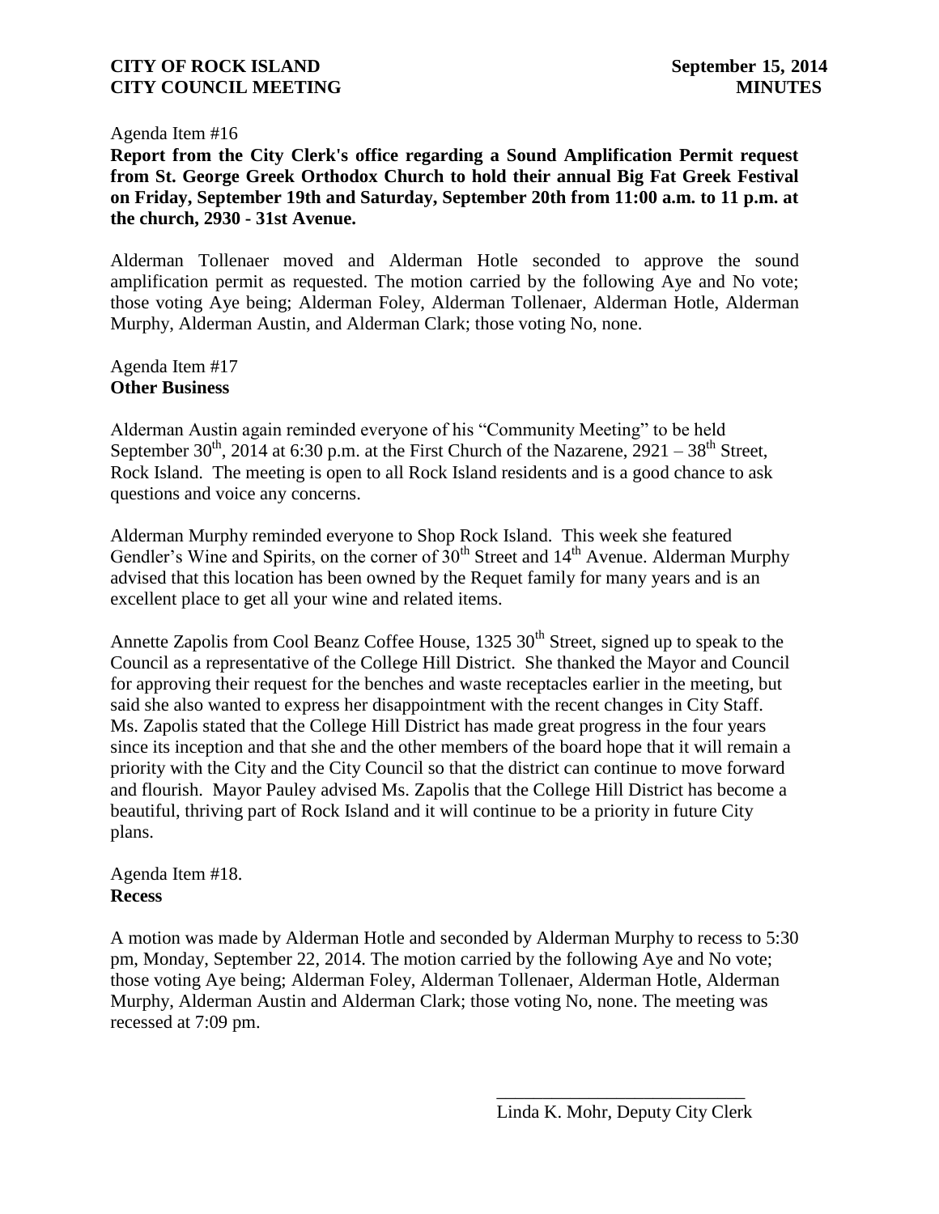Agenda Item #16

**Report from the City Clerk's office regarding a Sound Amplification Permit request from St. George Greek Orthodox Church to hold their annual Big Fat Greek Festival on Friday, September 19th and Saturday, September 20th from 11:00 a.m. to 11 p.m. at the church, 2930 - 31st Avenue.**

Alderman Tollenaer moved and Alderman Hotle seconded to approve the sound amplification permit as requested. The motion carried by the following Aye and No vote; those voting Aye being; Alderman Foley, Alderman Tollenaer, Alderman Hotle, Alderman Murphy, Alderman Austin, and Alderman Clark; those voting No, none.

Agenda Item #17

**Other Business**

Alderman Austin again reminded everyone of his "Community Meeting" to be held September 30th, 2014 at 6:30 p.m. at the First Church of the Nazarene, 2921 – 38th Street, Rock Island. The meeting is open to all Rock Island residents and is a good chance to ask questions and voice any concerns.

Alderman Murphy reminded everyone to Shop Rock Island. This week she featured Gendler's Wine and Spirits, on the corner of 30th Street and 14th Avenue. Alderman Murphy advised that this location has been owned by the Requet family for many years and is an excellent place to get all your wine and related items.

Annette Zapolis from Cool Beanz Coffee House, 1325 30th Street, signed up to speak to the Council as a representative of the College Hill District. She thanked the Mayor and Council for approving their request for the benches and waste receptacles earlier in the meeting, but said she also wanted to express her disappointment with the recent changes in City Staff. Ms. Zapolis stated that the College Hill District has made great progress in the four years since its inception and that she and the other members of the board hope that it will remain a priority with the City and the City Council so that the district can continue to move forward and flourish. Mayor Pauley advised Ms. Zapolis that the College Hill District has become a beautiful, thriving part of Rock Island and it will continue to be a priority in future City plans.

Agenda Item #18.

**Recess**

A motion was made by Alderman Hotle and seconded by Alderman Murphy to recess to 5:30 pm, Monday, September 22, 2014. The motion carried by the following Aye and No vote; those voting Aye being; Alderman Foley, Alderman Tollenaer, Alderman Hotle, Alderman Murphy, Alderman Austin and Alderman Clark; those voting No, none. The meeting was recessed at 7:09 pm.

\_\_\_\_\_\_\_\_\_\_\_\_\_\_\_\_\_\_\_\_\_\_\_\_\_\_\_\_

Linda K. Mohr, Deputy City Clerk